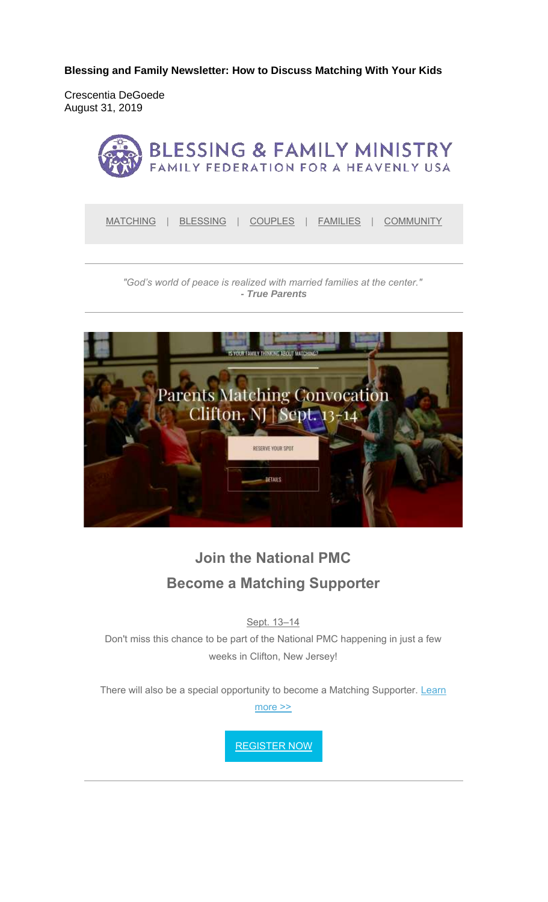**Blessing and Family Newsletter: How to Discuss Matching With Your Kids**

Crescentia DeGoede
August 31, 2019

BLESSING & FAMILY MINISTRY
FAMILY FEDERATION FOR A HEAVENLY USA

MATCHING | BLESSING | COUPLES | FAMILIES | COMMUNITY

---

*"God's world of peace is realized with married families at the center."*
***- True Parents***

---

IS YOUR FAMILY THINKING ABOUT MATCHING?

Parents Matching Convocation
Clifton, NJ | Sept. 13-14

RESERVE YOUR SPOT

DETAILS

## Join the National PMC

## Become a Matching Supporter

Sept. 13–14

Don't miss this chance to be part of the National PMC happening in just a few weeks in Clifton, New Jersey!

There will also be a special opportunity to become a Matching Supporter. Learn more >>

REGISTER NOW

---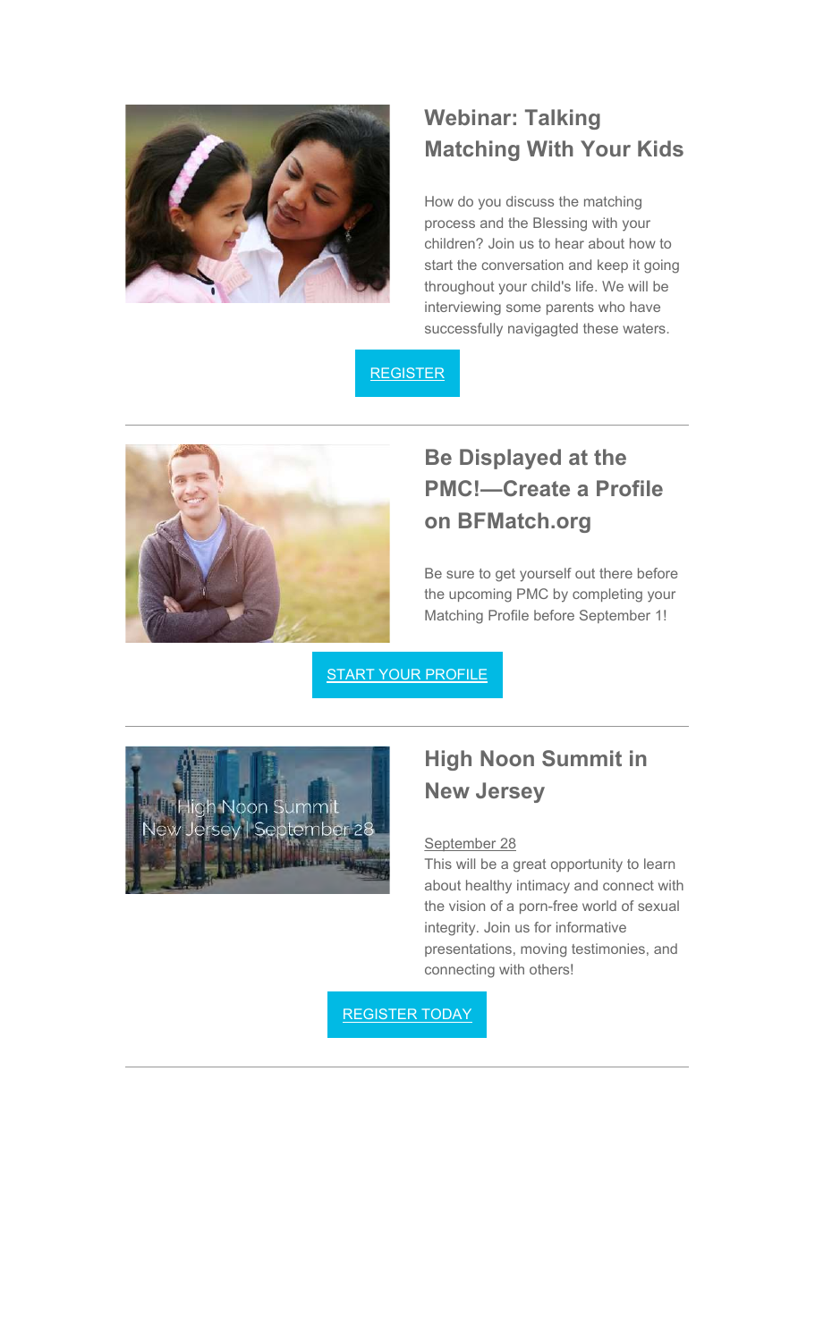## Webinar: Talking Matching With Your Kids

How do you discuss the matching process and the Blessing with your children? Join us to hear about how to start the conversation and keep it going throughout your child's life. We will be interviewing some parents who have successfully navigagted these waters.

REGISTER

---

## Be Displayed at the PMC!—Create a Profile on BFMatch.org

Be sure to get yourself out there before the upcoming PMC by completing your Matching Profile before September 1!

START YOUR PROFILE

---

## High Noon Summit in New Jersey

September 28

This will be a great opportunity to learn about healthy intimacy and connect with the vision of a porn-free world of sexual integrity. Join us for informative presentations, moving testimonies, and connecting with others!

REGISTER TODAY

---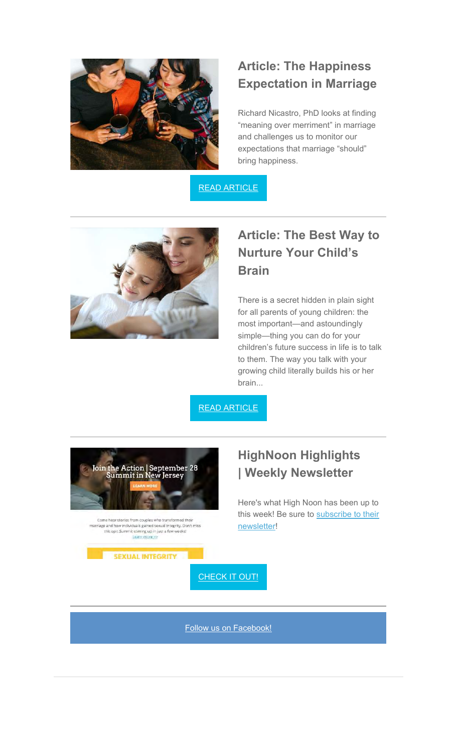## Article: The Happiness Expectation in Marriage

Richard Nicastro, PhD looks at finding "meaning over merriment" in marriage and challenges us to monitor our expectations that marriage "should" bring happiness.

READ ARTICLE

---

## Article: The Best Way to Nurture Your Child's Brain

There is a secret hidden in plain sight for all parents of young children: the most important—and astoundingly simple—thing you can do for your children's future success in life is to talk to them. The way you talk with your growing child literally builds his or her brain...

READ ARTICLE

---

Join the Action | September 28 Summit in New Jersey

LEARN MORE

Come hear stories from couples who transformed their marriage and how individuals gained sexual integrity. Don't miss this epic Summit coming up in just a few weeks! Learn more >>

SEXUAL INTEGRITY

## HighNoon Highlights | Weekly Newsletter

Here's what High Noon has been up to this week! Be sure to subscribe to their newsletter!

CHECK IT OUT!

---

Follow us on Facebook!